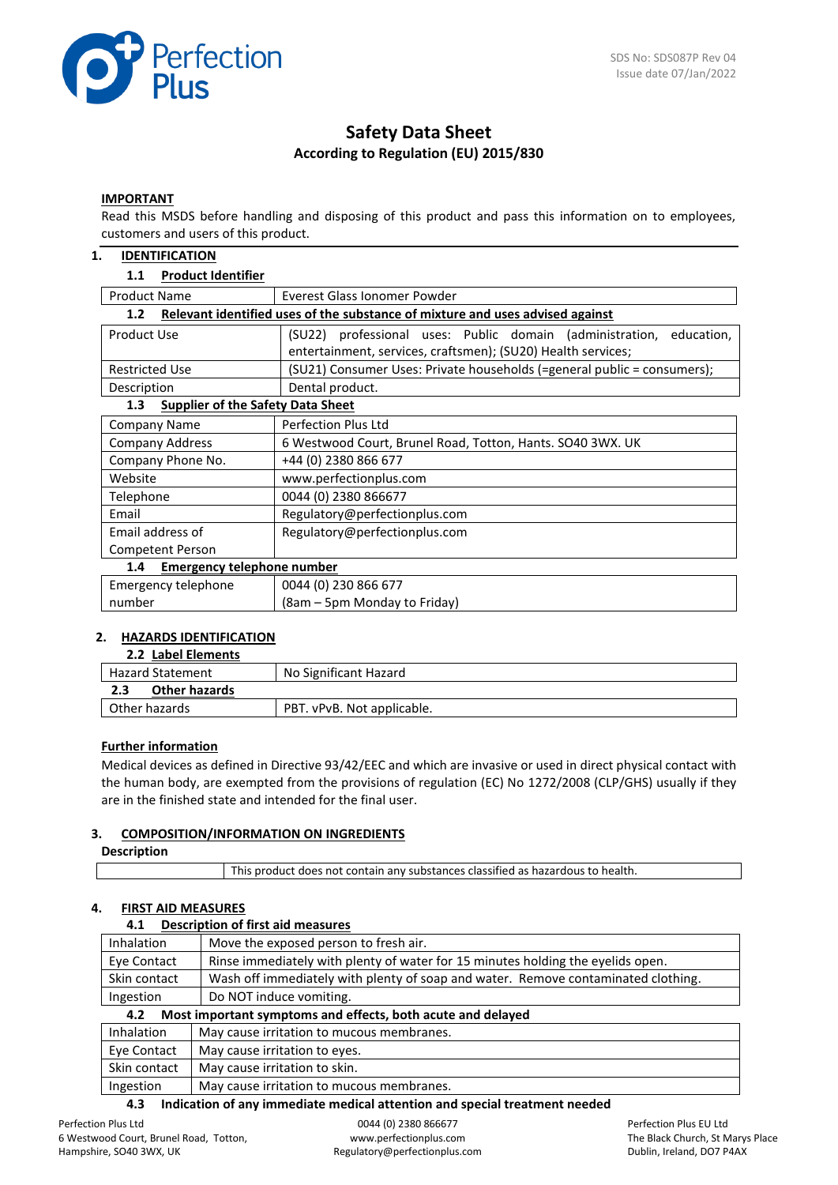SDS No: SDS087P Rev 04
Issue date 07/Jan/2022

# Safety Data Sheet

## According to Regulation (EU) 2015/830

**IMPORTANT**

Read this MSDS before handling and disposing of this product and pass this information on to employees, customers and users of this product.

## 1. IDENTIFICATION

### 1.1 Product Identifier

| Product Name | Everest Glass Ionomer Powder |
|---|---|

### 1.2 Relevant identified uses of the substance of mixture and uses advised against

| Product Use | (SU22) professional uses: Public domain (administration, education, entertainment, services, craftsmen); (SU20) Health services; |
|---|---|
| Restricted Use | (SU21) Consumer Uses: Private households (=general public = consumers); |
| Description | Dental product. |

### 1.3 Supplier of the Safety Data Sheet

| Company Name | Perfection Plus Ltd |
|---|---|
| Company Address | 6 Westwood Court, Brunel Road, Totton, Hants. SO40 3WX. UK |
| Company Phone No. | +44 (0) 2380 866 677 |
| Website | www.perfectionplus.com |
| Telephone | 0044 (0) 2380 866677 |
| Email | Regulatory@perfectionplus.com |
| Email address of Competent Person | Regulatory@perfectionplus.com |

### 1.4 Emergency telephone number

| Emergency telephone number | 0044 (0) 230 866 677 (8am – 5pm Monday to Friday) |
|---|---|

## 2. HAZARDS IDENTIFICATION

### 2.2 Label Elements

| Hazard Statement | No Significant Hazard |
|---|---|

### 2.3 Other hazards

| Other hazards | PBT. vPvB. Not applicable. |
|---|---|

**Further information**

Medical devices as defined in Directive 93/42/EEC and which are invasive or used in direct physical contact with the human body, are exempted from the provisions of regulation (EC) No 1272/2008 (CLP/GHS) usually if they are in the finished state and intended for the final user.

## 3. COMPOSITION/INFORMATION ON INGREDIENTS

**Description**

| | This product does not contain any substances classified as hazardous to health. |
|---|---|

## 4. FIRST AID MEASURES

### 4.1 Description of first aid measures

| Inhalation | Move the exposed person to fresh air. |
|---|---|
| Eye Contact | Rinse immediately with plenty of water for 15 minutes holding the eyelids open. |
| Skin contact | Wash off immediately with plenty of soap and water. Remove contaminated clothing. |
| Ingestion | Do NOT induce vomiting. |

### 4.2 Most important symptoms and effects, both acute and delayed

| Inhalation | May cause irritation to mucous membranes. |
|---|---|
| Eye Contact | May cause irritation to eyes. |
| Skin contact | May cause irritation to skin. |
| Ingestion | May cause irritation to mucous membranes. |

### 4.3 Indication of any immediate medical attention and special treatment needed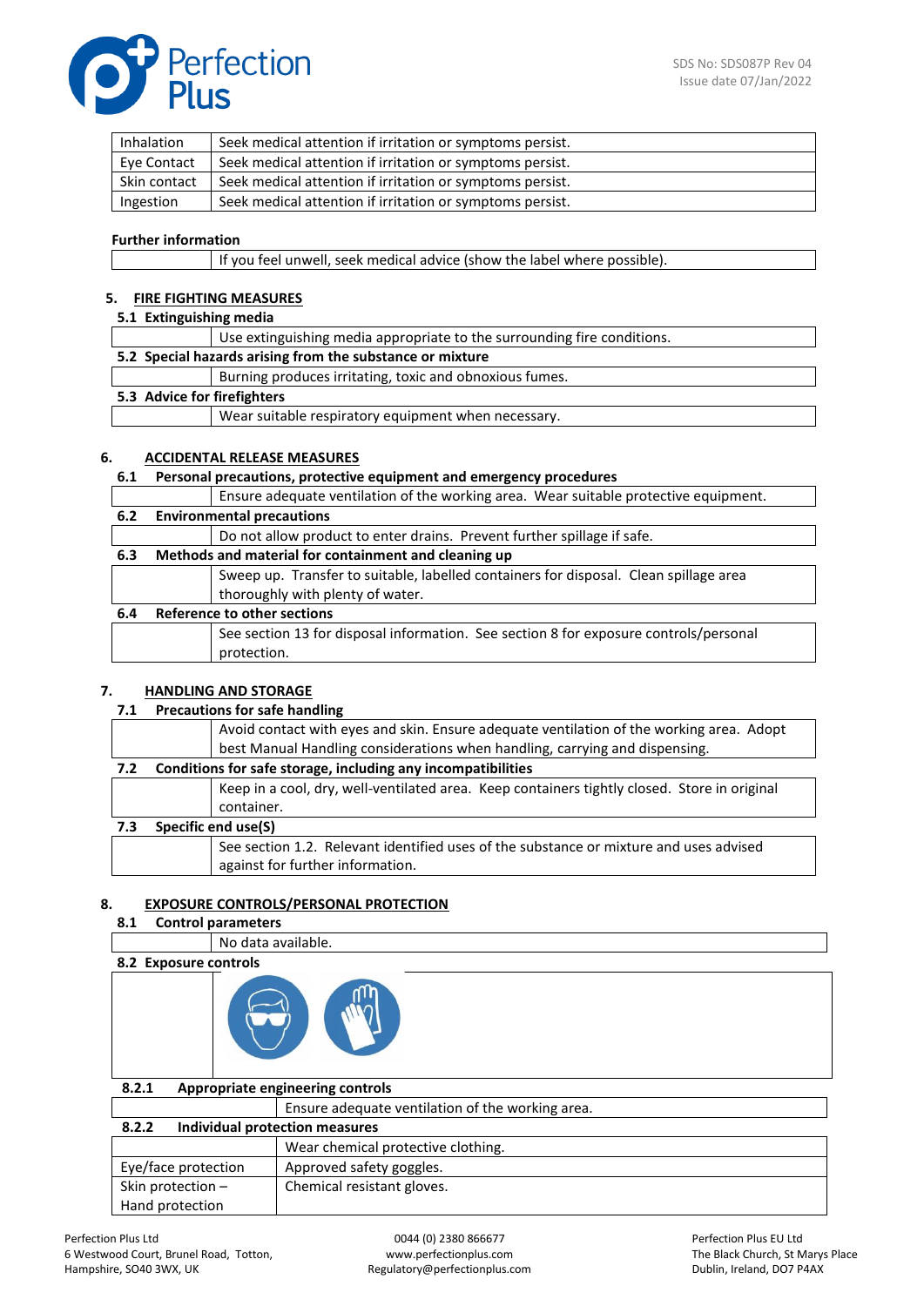| | |
|---|---|
| Inhalation | Seek medical attention if irritation or symptoms persist. |
| Eye Contact | Seek medical attention if irritation or symptoms persist. |
| Skin contact | Seek medical attention if irritation or symptoms persist. |
| Ingestion | Seek medical attention if irritation or symptoms persist. |

**Further information**

| | |
|---|---|
| | If you feel unwell, seek medical advice (show the label where possible). |

## 5. FIRE FIGHTING MEASURES

### 5.1 Extinguishing media

| | |
|---|---|
| | Use extinguishing media appropriate to the surrounding fire conditions. |

### 5.2 Special hazards arising from the substance or mixture

| | |
|---|---|
| | Burning produces irritating, toxic and obnoxious fumes. |

### 5.3 Advice for firefighters

| | |
|---|---|
| | Wear suitable respiratory equipment when necessary. |

## 6. ACCIDENTAL RELEASE MEASURES

### 6.1 Personal precautions, protective equipment and emergency procedures

| | |
|---|---|
| | Ensure adequate ventilation of the working area. Wear suitable protective equipment. |

### 6.2 Environmental precautions

| | |
|---|---|
| | Do not allow product to enter drains. Prevent further spillage if safe. |

### 6.3 Methods and material for containment and cleaning up

| | |
|---|---|
| | Sweep up. Transfer to suitable, labelled containers for disposal. Clean spillage area thoroughly with plenty of water. |

### 6.4 Reference to other sections

| | |
|---|---|
| | See section 13 for disposal information. See section 8 for exposure controls/personal protection. |

## 7. HANDLING AND STORAGE

### 7.1 Precautions for safe handling

| | |
|---|---|
| | Avoid contact with eyes and skin. Ensure adequate ventilation of the working area. Adopt best Manual Handling considerations when handling, carrying and dispensing. |

### 7.2 Conditions for safe storage, including any incompatibilities

| | |
|---|---|
| | Keep in a cool, dry, well-ventilated area. Keep containers tightly closed. Store in original container. |

### 7.3 Specific end use(S)

| | |
|---|---|
| | See section 1.2. Relevant identified uses of the substance or mixture and uses advised against for further information. |

## 8. EXPOSURE CONTROLS/PERSONAL PROTECTION

### 8.1 Control parameters

| | |
|---|---|
| | No data available. |

### 8.2 Exposure controls

#### 8.2.1 Appropriate engineering controls

| | |
|---|---|
| | Ensure adequate ventilation of the working area. |

#### 8.2.2 Individual protection measures

| | |
|---|---|
| | Wear chemical protective clothing. |
| Eye/face protection | Approved safety goggles. |
| Skin protection – Hand protection | Chemical resistant gloves. |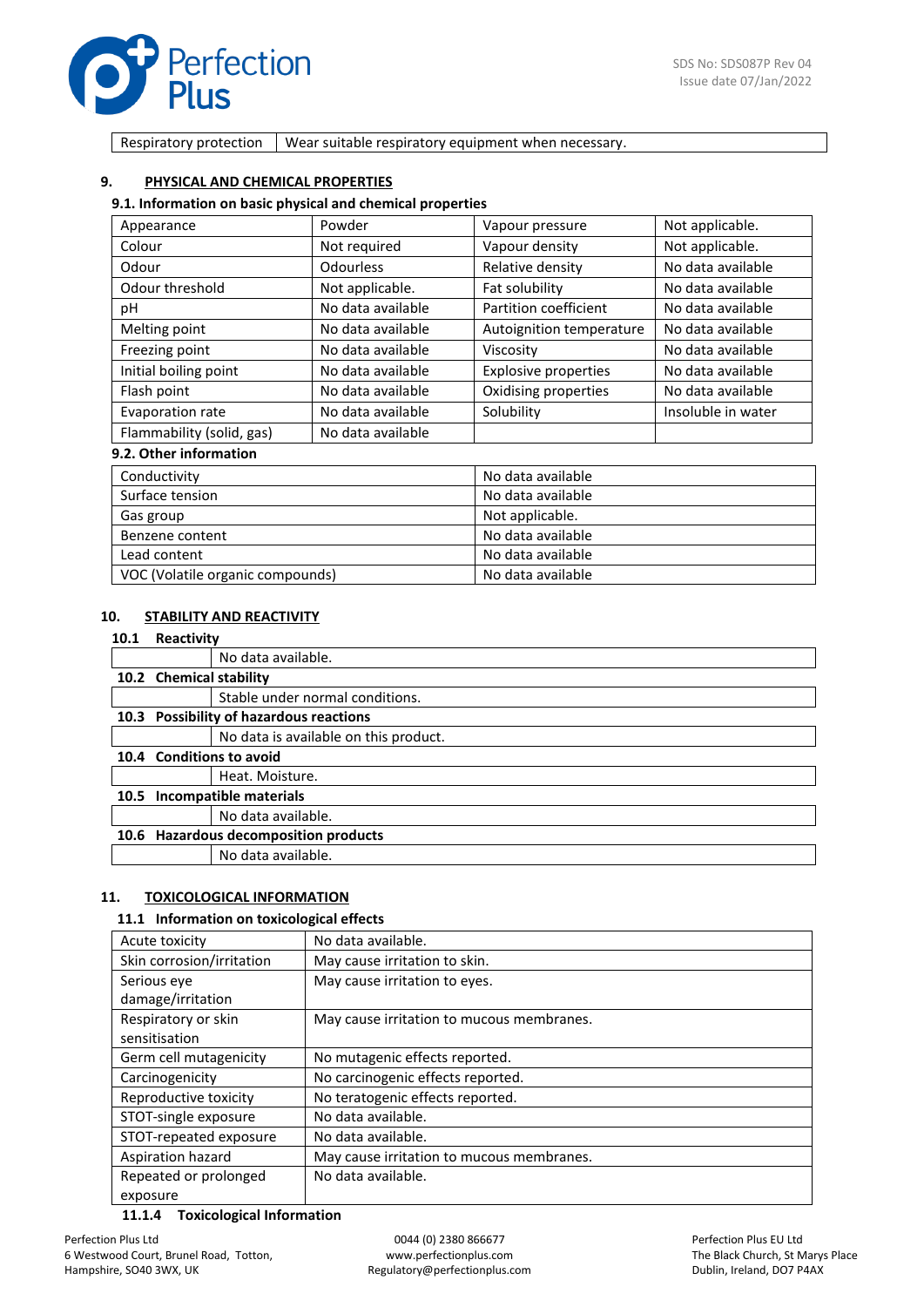| Respiratory protection | Wear suitable respiratory equipment when necessary. |
|---|---|

## 9. PHYSICAL AND CHEMICAL PROPERTIES

### 9.1. Information on basic physical and chemical properties

| Appearance | Powder | Vapour pressure | Not applicable. |
|---|---|---|---|
| Colour | Not required | Vapour density | Not applicable. |
| Odour | Odourless | Relative density | No data available |
| Odour threshold | Not applicable. | Fat solubility | No data available |
| pH | No data available | Partition coefficient | No data available |
| Melting point | No data available | Autoignition temperature | No data available |
| Freezing point | No data available | Viscosity | No data available |
| Initial boiling point | No data available | Explosive properties | No data available |
| Flash point | No data available | Oxidising properties | No data available |
| Evaporation rate | No data available | Solubility | Insoluble in water |
| Flammability (solid, gas) | No data available | | |

### 9.2. Other information

| Conductivity | No data available |
|---|---|
| Surface tension | No data available |
| Gas group | Not applicable. |
| Benzene content | No data available |
| Lead content | No data available |
| VOC (Volatile organic compounds) | No data available |

## 10. STABILITY AND REACTIVITY

### 10.1 Reactivity

No data available.

### 10.2 Chemical stability

Stable under normal conditions.

### 10.3 Possibility of hazardous reactions

No data is available on this product.

### 10.4 Conditions to avoid

Heat. Moisture.

### 10.5 Incompatible materials

No data available.

### 10.6 Hazardous decomposition products

No data available.

## 11. TOXICOLOGICAL INFORMATION

### 11.1 Information on toxicological effects

| Acute toxicity | No data available. |
|---|---|
| Skin corrosion/irritation | May cause irritation to skin. |
| Serious eye damage/irritation | May cause irritation to eyes. |
| Respiratory or skin sensitisation | May cause irritation to mucous membranes. |
| Germ cell mutagenicity | No mutagenic effects reported. |
| Carcinogenicity | No carcinogenic effects reported. |
| Reproductive toxicity | No teratogenic effects reported. |
| STOT-single exposure | No data available. |
| STOT-repeated exposure | No data available. |
| Aspiration hazard | May cause irritation to mucous membranes. |
| Repeated or prolonged exposure | No data available. |

#### 11.1.4 Toxicological Information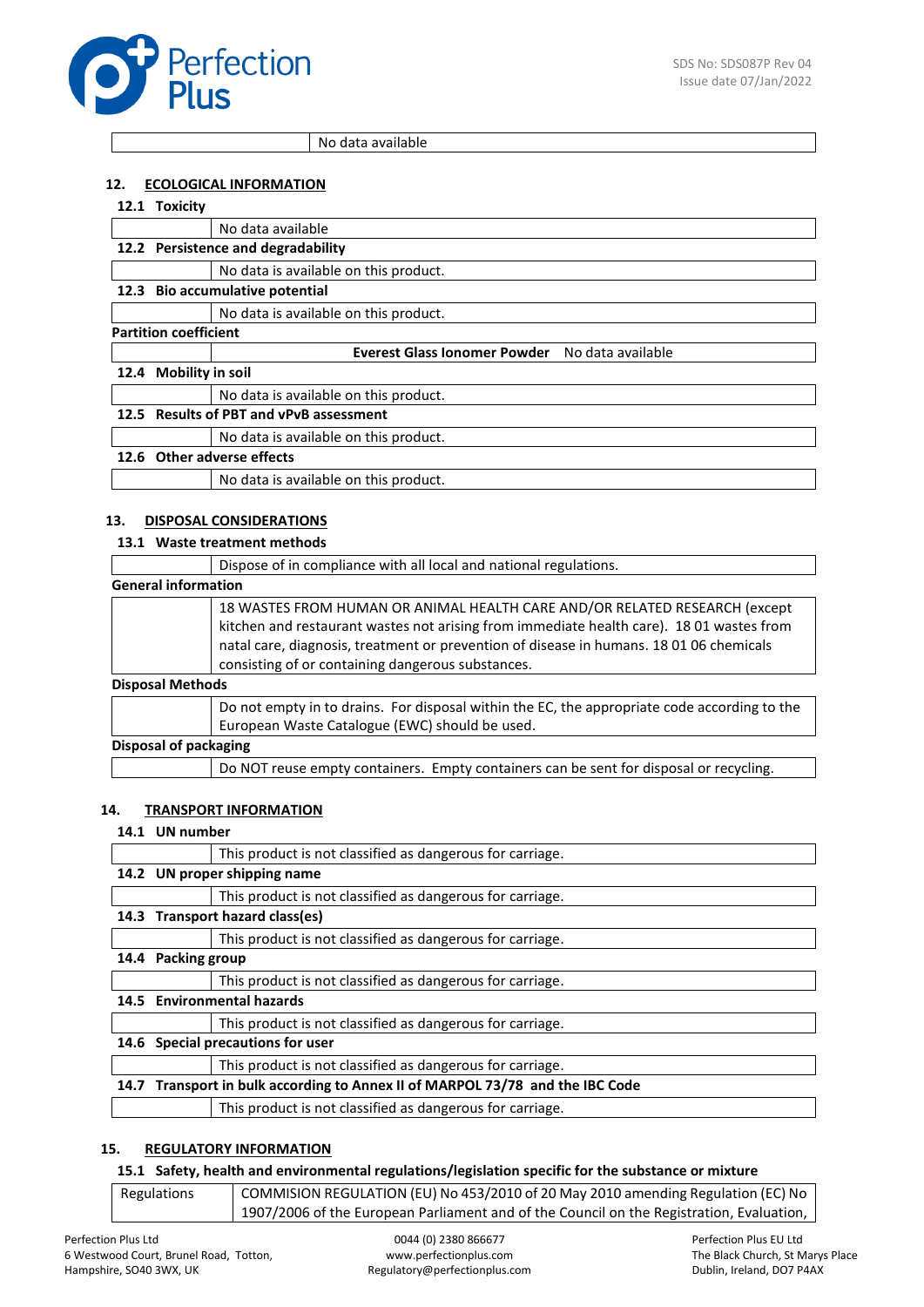| | No data available |
|---|---|

## 12. ECOLOGICAL INFORMATION

### 12.1 Toxicity

| | No data available |
|---|---|

### 12.2 Persistence and degradability

| | No data is available on this product. |
|---|---|

### 12.3 Bio accumulative potential

| | No data is available on this product. |
|---|---|

**Partition coefficient**

| | **Everest Glass Ionomer Powder** No data available |
|---|---|

### 12.4 Mobility in soil

| | No data is available on this product. |
|---|---|

### 12.5 Results of PBT and vPvB assessment

| | No data is available on this product. |
|---|---|

### 12.6 Other adverse effects

| | No data is available on this product. |
|---|---|

## 13. DISPOSAL CONSIDERATIONS

### 13.1 Waste treatment methods

| | Dispose of in compliance with all local and national regulations. |
|---|---|

**General information**

| | 18 WASTES FROM HUMAN OR ANIMAL HEALTH CARE AND/OR RELATED RESEARCH (except kitchen and restaurant wastes not arising from immediate health care). 18 01 wastes from natal care, diagnosis, treatment or prevention of disease in humans. 18 01 06 chemicals consisting of or containing dangerous substances. |
|---|---|

**Disposal Methods**

| | Do not empty in to drains. For disposal within the EC, the appropriate code according to the European Waste Catalogue (EWC) should be used. |
|---|---|

**Disposal of packaging**

| | Do NOT reuse empty containers. Empty containers can be sent for disposal or recycling. |
|---|---|

## 14. TRANSPORT INFORMATION

### 14.1 UN number

| | This product is not classified as dangerous for carriage. |
|---|---|

### 14.2 UN proper shipping name

| | This product is not classified as dangerous for carriage. |
|---|---|

### 14.3 Transport hazard class(es)

| | This product is not classified as dangerous for carriage. |
|---|---|

### 14.4 Packing group

| | This product is not classified as dangerous for carriage. |
|---|---|

### 14.5 Environmental hazards

| | This product is not classified as dangerous for carriage. |
|---|---|

### 14.6 Special precautions for user

| | This product is not classified as dangerous for carriage. |
|---|---|

### 14.7 Transport in bulk according to Annex II of MARPOL 73/78 and the IBC Code

| | This product is not classified as dangerous for carriage. |
|---|---|

## 15. REGULATORY INFORMATION

### 15.1 Safety, health and environmental regulations/legislation specific for the substance or mixture

| Regulations | COMMISION REGULATION (EU) No 453/2010 of 20 May 2010 amending Regulation (EC) No 1907/2006 of the European Parliament and of the Council on the Registration, Evaluation, |
|---|---|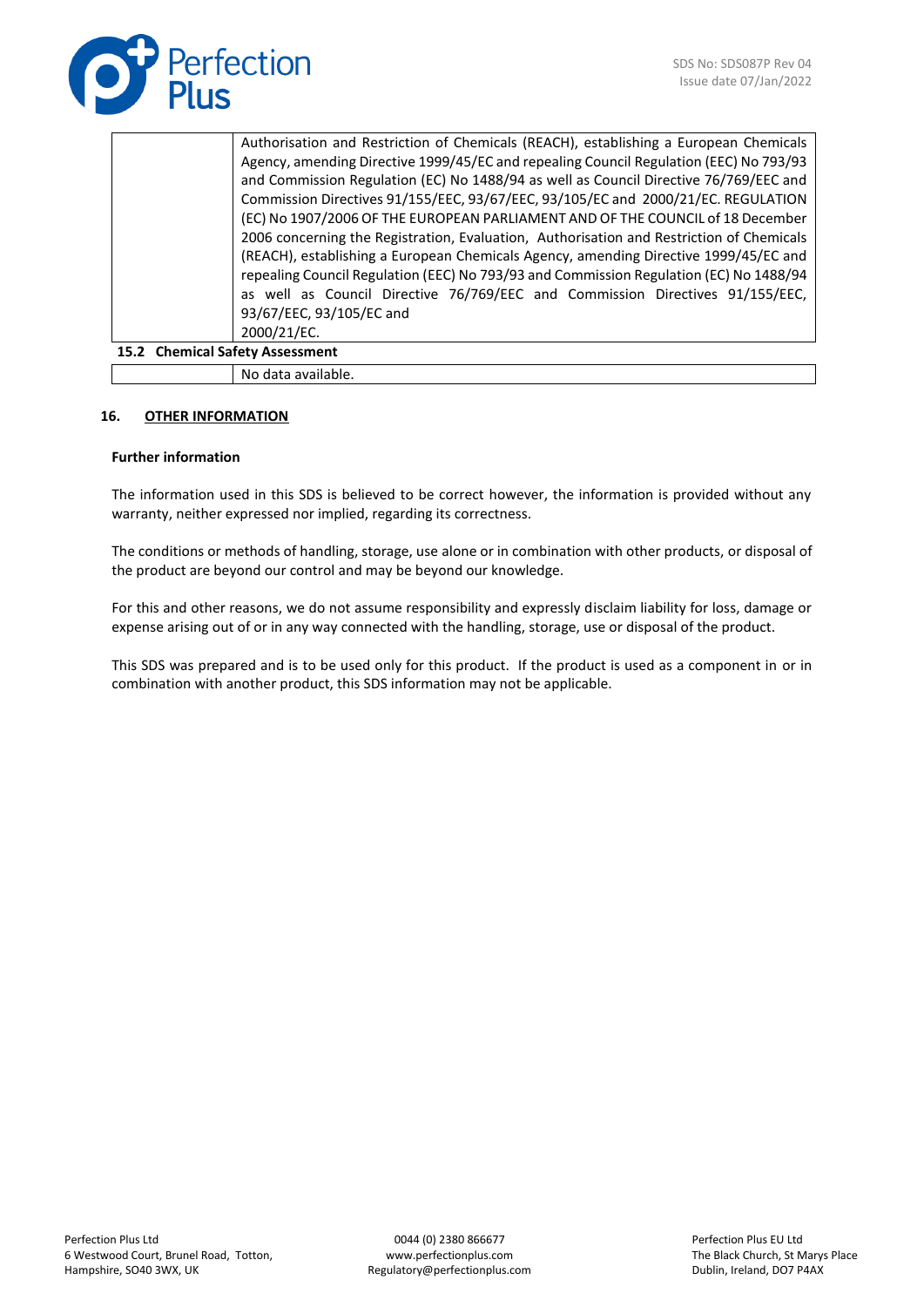| | |
|---|---|
| | Authorisation and Restriction of Chemicals (REACH), establishing a European Chemicals Agency, amending Directive 1999/45/EC and repealing Council Regulation (EEC) No 793/93 and Commission Regulation (EC) No 1488/94 as well as Council Directive 76/769/EEC and Commission Directives 91/155/EEC, 93/67/EEC, 93/105/EC and 2000/21/EC. REGULATION (EC) No 1907/2006 OF THE EUROPEAN PARLIAMENT AND OF THE COUNCIL of 18 December 2006 concerning the Registration, Evaluation, Authorisation and Restriction of Chemicals (REACH), establishing a European Chemicals Agency, amending Directive 1999/45/EC and repealing Council Regulation (EEC) No 793/93 and Commission Regulation (EC) No 1488/94 as well as Council Directive 76/769/EEC and Commission Directives 91/155/EEC, 93/67/EEC, 93/105/EC and 2000/21/EC. |

**15.2 Chemical Safety Assessment**

| | |
|---|---|
| | No data available. |

## 16. OTHER INFORMATION

**Further information**

The information used in this SDS is believed to be correct however, the information is provided without any warranty, neither expressed nor implied, regarding its correctness.

The conditions or methods of handling, storage, use alone or in combination with other products, or disposal of the product are beyond our control and may be beyond our knowledge.

For this and other reasons, we do not assume responsibility and expressly disclaim liability for loss, damage or expense arising out of or in any way connected with the handling, storage, use or disposal of the product.

This SDS was prepared and is to be used only for this product. If the product is used as a component in or in combination with another product, this SDS information may not be applicable.